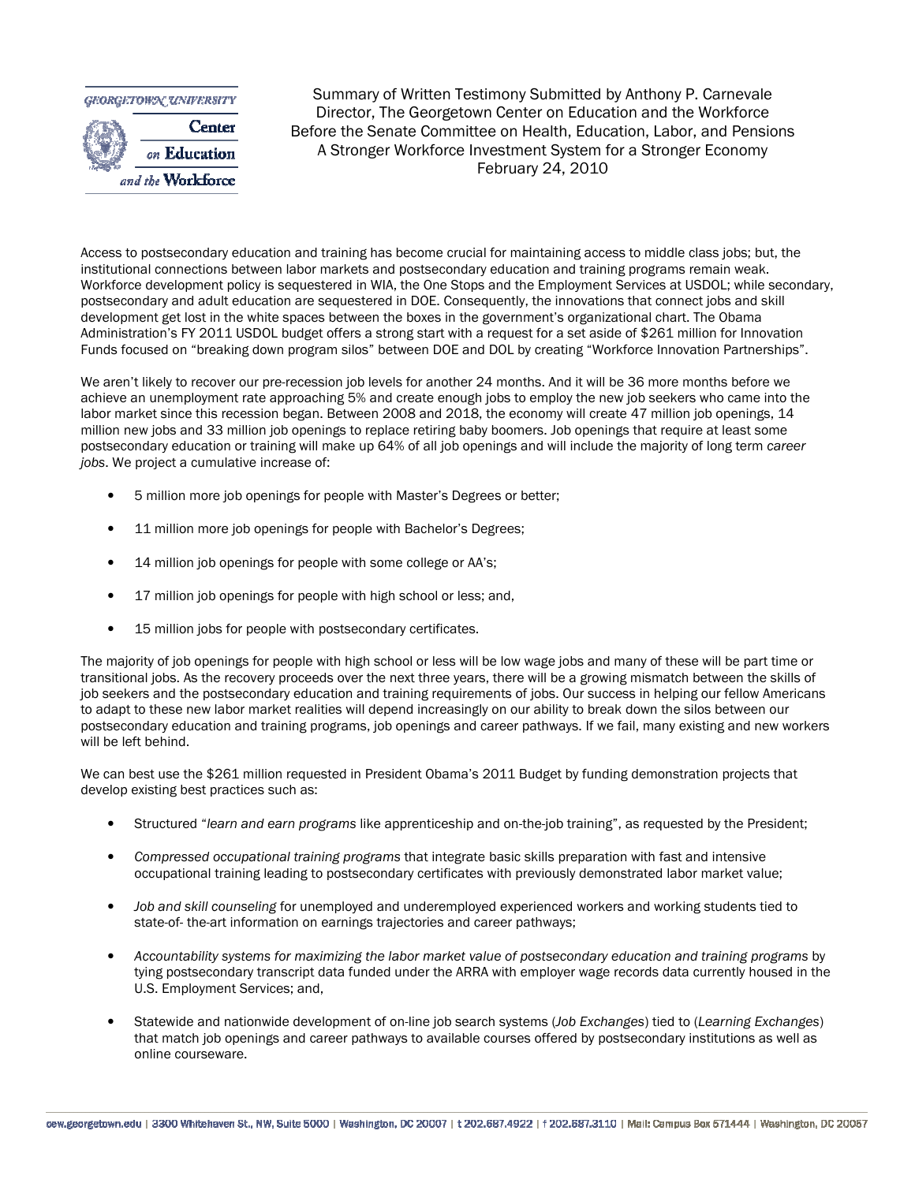Summary of Written Testimony Submitted by Anthony P. Carnevale
Director, The Georgetown Center on Education and the Workforce
Before the Senate Committee on Health, Education, Labor, and Pensions
A Stronger Workforce Investment System for a Stronger Economy
February 24, 2010

Access to postsecondary education and training has become crucial for maintaining access to middle class jobs; but, the institutional connections between labor markets and postsecondary education and training programs remain weak. Workforce development policy is sequestered in WIA, the One Stops and the Employment Services at USDOL; while secondary, postsecondary and adult education are sequestered in DOE. Consequently, the innovations that connect jobs and skill development get lost in the white spaces between the boxes in the government's organizational chart. The Obama Administration's FY 2011 USDOL budget offers a strong start with a request for a set aside of $261 million for Innovation Funds focused on "breaking down program silos" between DOE and DOL by creating "Workforce Innovation Partnerships".

We aren't likely to recover our pre-recession job levels for another 24 months. And it will be 36 more months before we achieve an unemployment rate approaching 5% and create enough jobs to employ the new job seekers who came into the labor market since this recession began. Between 2008 and 2018, the economy will create 47 million job openings, 14 million new jobs and 33 million job openings to replace retiring baby boomers. Job openings that require at least some postsecondary education or training will make up 64% of all job openings and will include the majority of long term *career jobs*. We project a cumulative increase of:

- 5 million more job openings for people with Master's Degrees or better;
- 11 million more job openings for people with Bachelor's Degrees;
- 14 million job openings for people with some college or AA's;
- 17 million job openings for people with high school or less; and,
- 15 million jobs for people with postsecondary certificates.

The majority of job openings for people with high school or less will be low wage jobs and many of these will be part time or transitional jobs. As the recovery proceeds over the next three years, there will be a growing mismatch between the skills of job seekers and the postsecondary education and training requirements of jobs. Our success in helping our fellow Americans to adapt to these new labor market realities will depend increasingly on our ability to break down the silos between our postsecondary education and training programs, job openings and career pathways. If we fail, many existing and new workers will be left behind.

We can best use the $261 million requested in President Obama's 2011 Budget by funding demonstration projects that develop existing best practices such as:

- Structured "*learn and earn programs* like apprenticeship and on-the-job training", as requested by the President;
- *Compressed occupational training programs* that integrate basic skills preparation with fast and intensive occupational training leading to postsecondary certificates with previously demonstrated labor market value;
- *Job and skill counseling* for unemployed and underemployed experienced workers and working students tied to state-of- the-art information on earnings trajectories and career pathways;
- *Accountability systems for maximizing the labor market value of postsecondary education and training programs* by tying postsecondary transcript data funded under the ARRA with employer wage records data currently housed in the U.S. Employment Services; and,
- Statewide and nationwide development of on-line job search systems (*Job Exchanges*) tied to (*Learning Exchanges*) that match job openings and career pathways to available courses offered by postsecondary institutions as well as online courseware.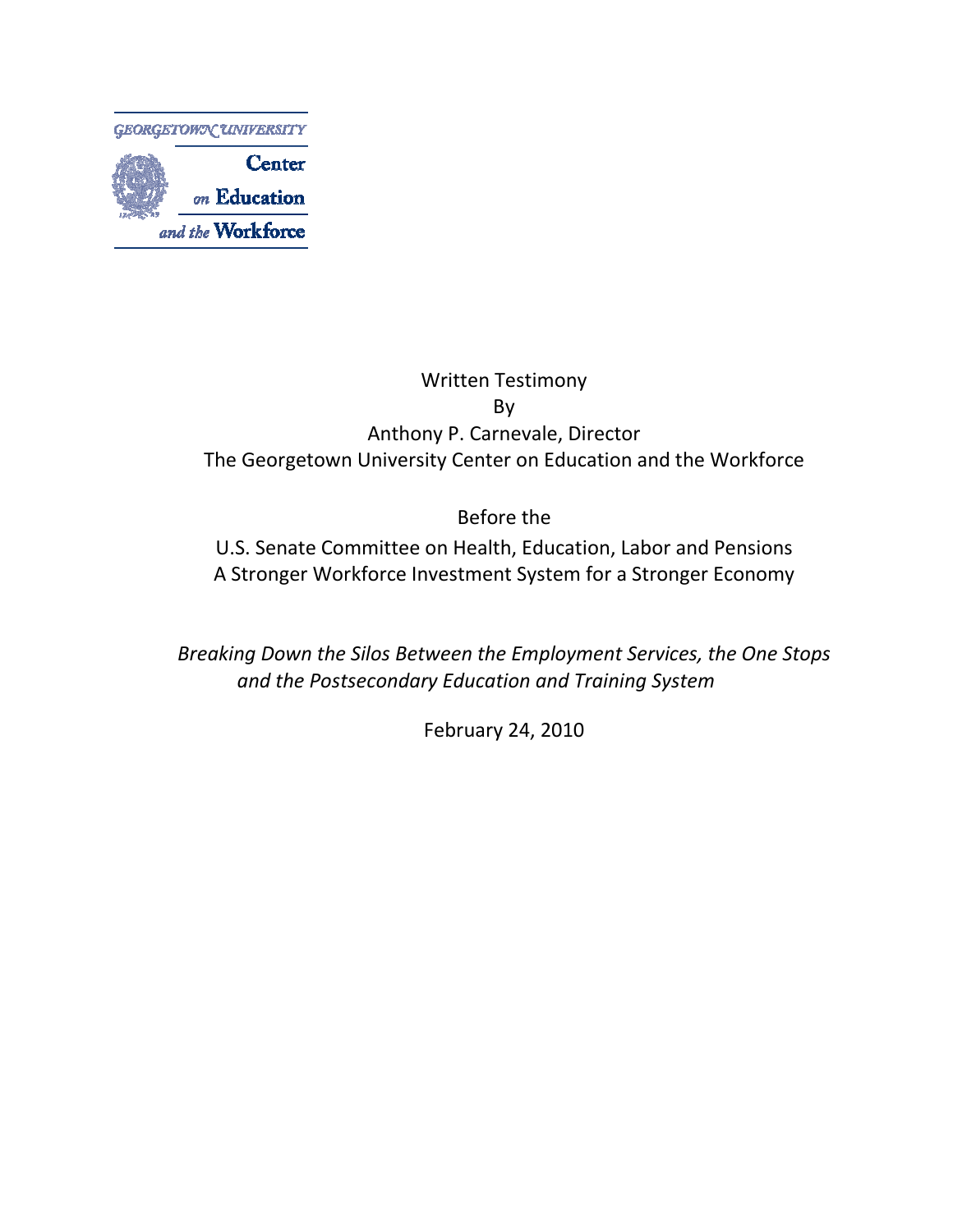GEORGETOWN UNIVERSITY

Center on Education and the Workforce

Written Testimony
By
Anthony P. Carnevale, Director
The Georgetown University Center on Education and the Workforce

Before the

U.S. Senate Committee on Health, Education, Labor and Pensions
A Stronger Workforce Investment System for a Stronger Economy

*Breaking Down the Silos Between the Employment Services, the One Stops and the Postsecondary Education and Training System*

February 24, 2010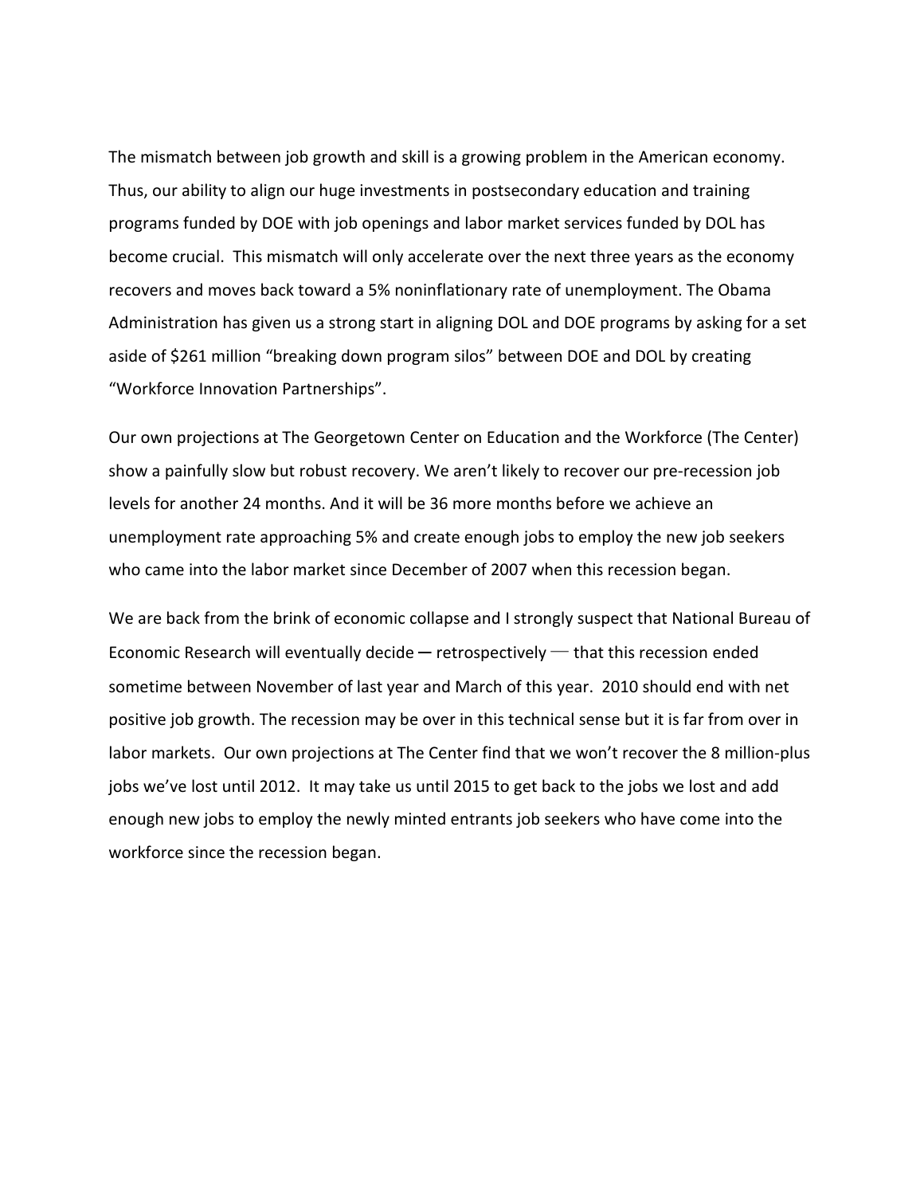The mismatch between job growth and skill is a growing problem in the American economy. Thus, our ability to align our huge investments in postsecondary education and training programs funded by DOE with job openings and labor market services funded by DOL has become crucial. This mismatch will only accelerate over the next three years as the economy recovers and moves back toward a 5% noninflationary rate of unemployment. The Obama Administration has given us a strong start in aligning DOL and DOE programs by asking for a set aside of $261 million "breaking down program silos" between DOE and DOL by creating "Workforce Innovation Partnerships".

Our own projections at The Georgetown Center on Education and the Workforce (The Center) show a painfully slow but robust recovery. We aren't likely to recover our pre-recession job levels for another 24 months. And it will be 36 more months before we achieve an unemployment rate approaching 5% and create enough jobs to employ the new job seekers who came into the labor market since December of 2007 when this recession began.

We are back from the brink of economic collapse and I strongly suspect that National Bureau of Economic Research will eventually decide — retrospectively — that this recession ended sometime between November of last year and March of this year. 2010 should end with net positive job growth. The recession may be over in this technical sense but it is far from over in labor markets. Our own projections at The Center find that we won't recover the 8 million-plus jobs we've lost until 2012. It may take us until 2015 to get back to the jobs we lost and add enough new jobs to employ the newly minted entrants job seekers who have come into the workforce since the recession began.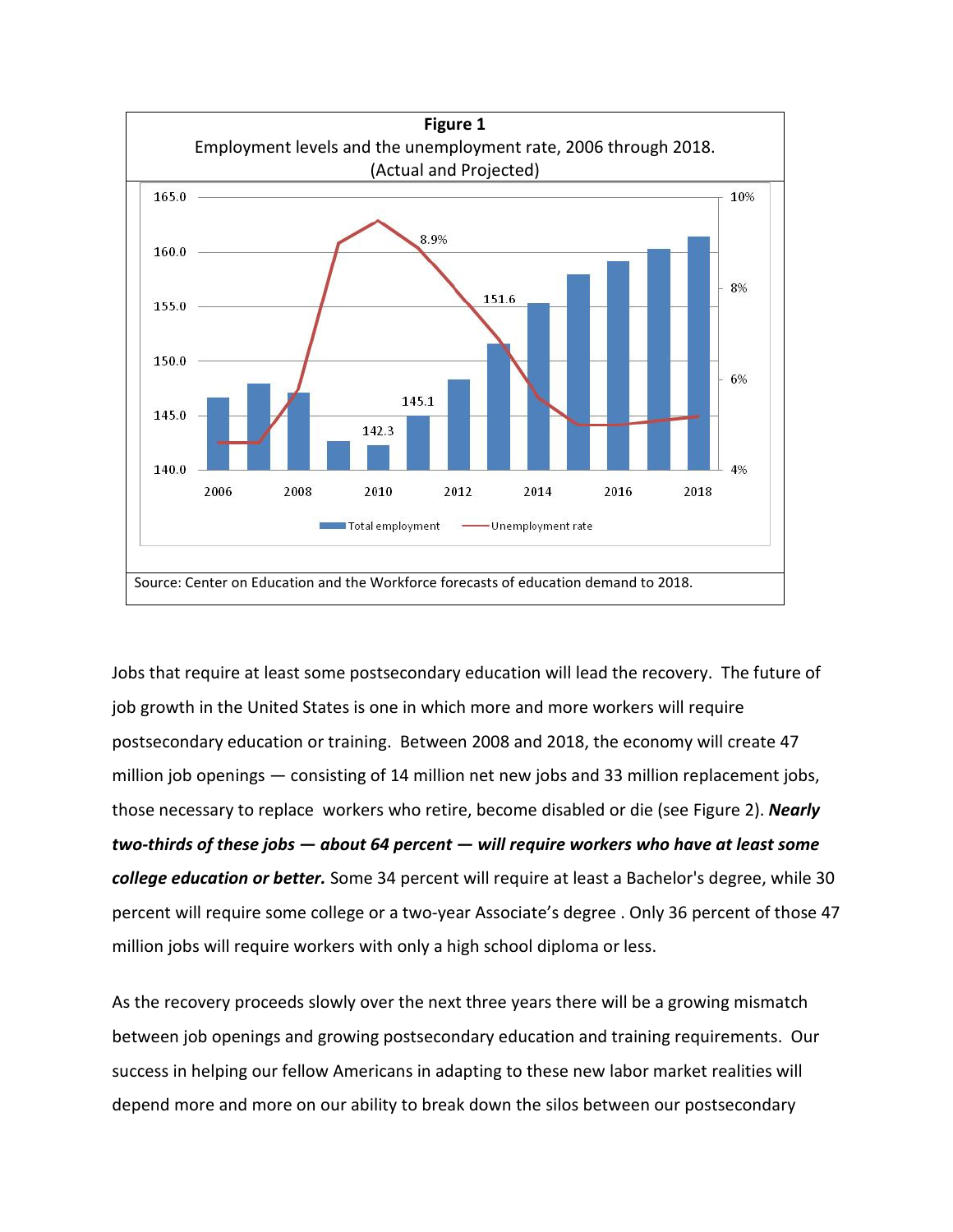**Figure 1**

Employment levels and the unemployment rate, 2006 through 2018.
(Actual and Projected)

Source: Center on Education and the Workforce forecasts of education demand to 2018.

Jobs that require at least some postsecondary education will lead the recovery. The future of job growth in the United States is one in which more and more workers will require postsecondary education or training. Between 2008 and 2018, the economy will create 47 million job openings — consisting of 14 million net new jobs and 33 million replacement jobs, those necessary to replace workers who retire, become disabled or die (see Figure 2). ***Nearly two-thirds of these jobs — about 64 percent — will require workers who have at least some college education or better.*** Some 34 percent will require at least a Bachelor's degree, while 30 percent will require some college or a two-year Associate's degree . Only 36 percent of those 47 million jobs will require workers with only a high school diploma or less.

As the recovery proceeds slowly over the next three years there will be a growing mismatch between job openings and growing postsecondary education and training requirements. Our success in helping our fellow Americans in adapting to these new labor market realities will depend more and more on our ability to break down the silos between our postsecondary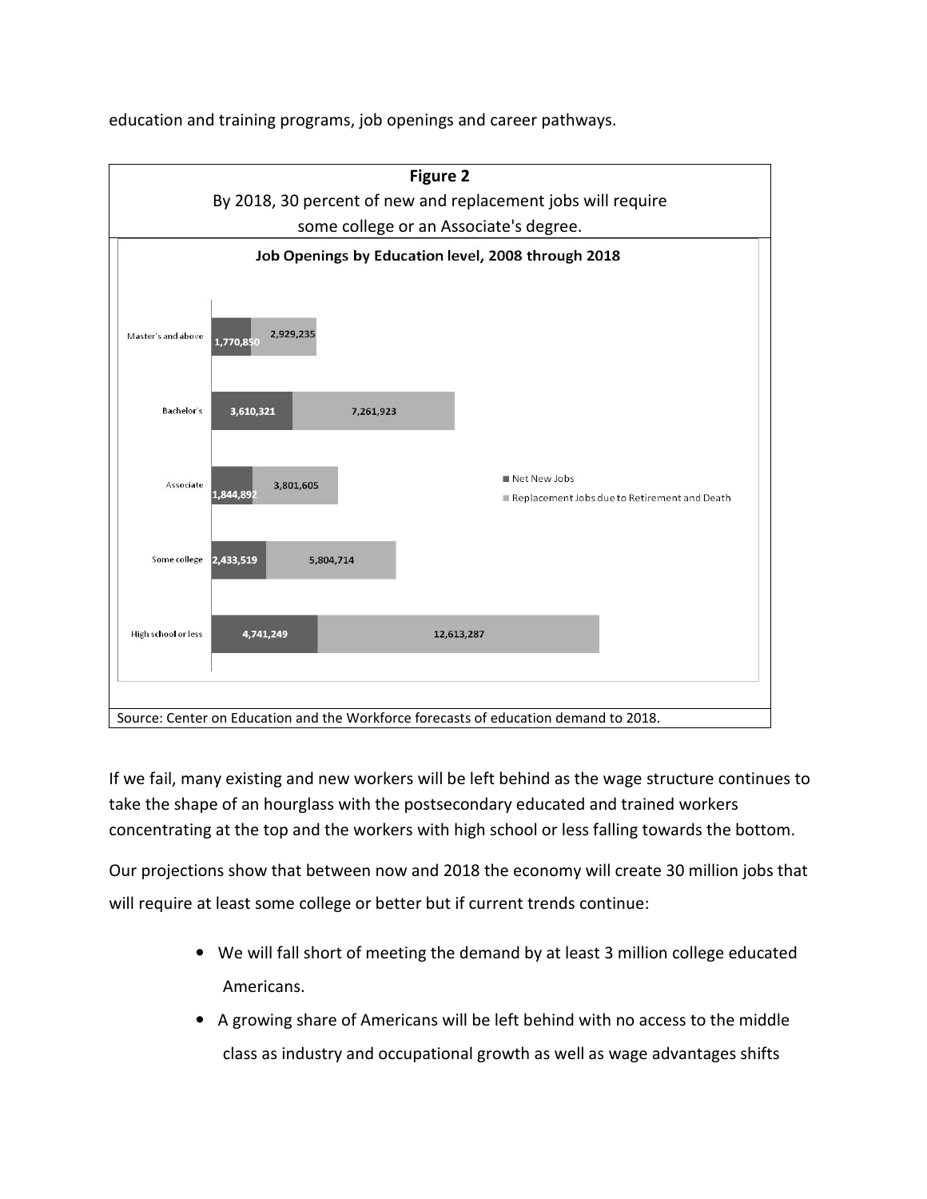education and training programs, job openings and career pathways.

**Figure 2**

By 2018, 30 percent of new and replacement jobs will require some college or an Associate's degree.

**Job Openings by Education level, 2008 through 2018**

| Education level | Net New Jobs | Replacement Jobs due to Retirement and Death |
|---|---|---|
| Master's and above | 1,770,850 | 2,929,235 |
| Bachelor's | 3,610,321 | 7,261,923 |
| Associate | 1,844,892 | 3,801,605 |
| Some college | 2,433,519 | 5,804,714 |
| High school or less | 4,741,249 | 12,613,287 |

Source: Center on Education and the Workforce forecasts of education demand to 2018.

If we fail, many existing and new workers will be left behind as the wage structure continues to take the shape of an hourglass with the postsecondary educated and trained workers concentrating at the top and the workers with high school or less falling towards the bottom.

Our projections show that between now and 2018 the economy will create 30 million jobs that will require at least some college or better but if current trends continue:

- We will fall short of meeting the demand by at least 3 million college educated Americans.
- A growing share of Americans will be left behind with no access to the middle class as industry and occupational growth as well as wage advantages shifts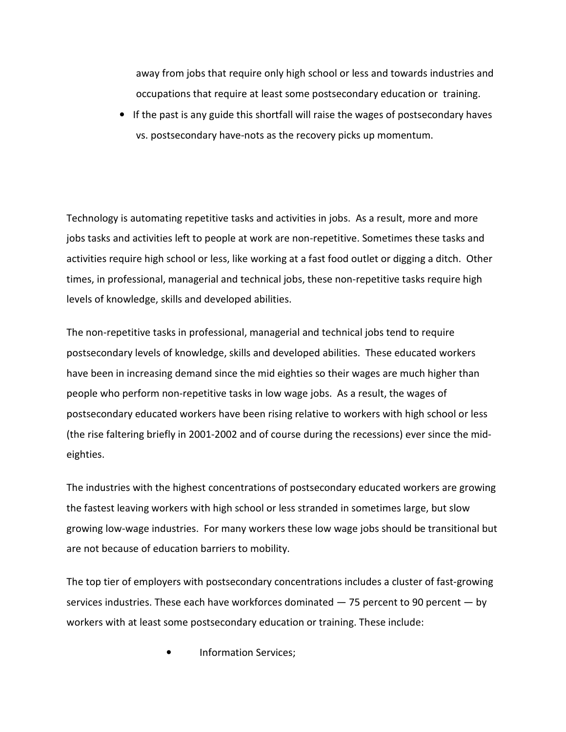away from jobs that require only high school or less and towards industries and occupations that require at least some postsecondary education or training.

- If the past is any guide this shortfall will raise the wages of postsecondary haves vs. postsecondary have-nots as the recovery picks up momentum.

Technology is automating repetitive tasks and activities in jobs. As a result, more and more jobs tasks and activities left to people at work are non-repetitive. Sometimes these tasks and activities require high school or less, like working at a fast food outlet or digging a ditch. Other times, in professional, managerial and technical jobs, these non-repetitive tasks require high levels of knowledge, skills and developed abilities.

The non-repetitive tasks in professional, managerial and technical jobs tend to require postsecondary levels of knowledge, skills and developed abilities. These educated workers have been in increasing demand since the mid eighties so their wages are much higher than people who perform non-repetitive tasks in low wage jobs. As a result, the wages of postsecondary educated workers have been rising relative to workers with high school or less (the rise faltering briefly in 2001-2002 and of course during the recessions) ever since the mid-eighties.

The industries with the highest concentrations of postsecondary educated workers are growing the fastest leaving workers with high school or less stranded in sometimes large, but slow growing low-wage industries. For many workers these low wage jobs should be transitional but are not because of education barriers to mobility.

The top tier of employers with postsecondary concentrations includes a cluster of fast-growing services industries. These each have workforces dominated — 75 percent to 90 percent — by workers with at least some postsecondary education or training. These include:

- Information Services;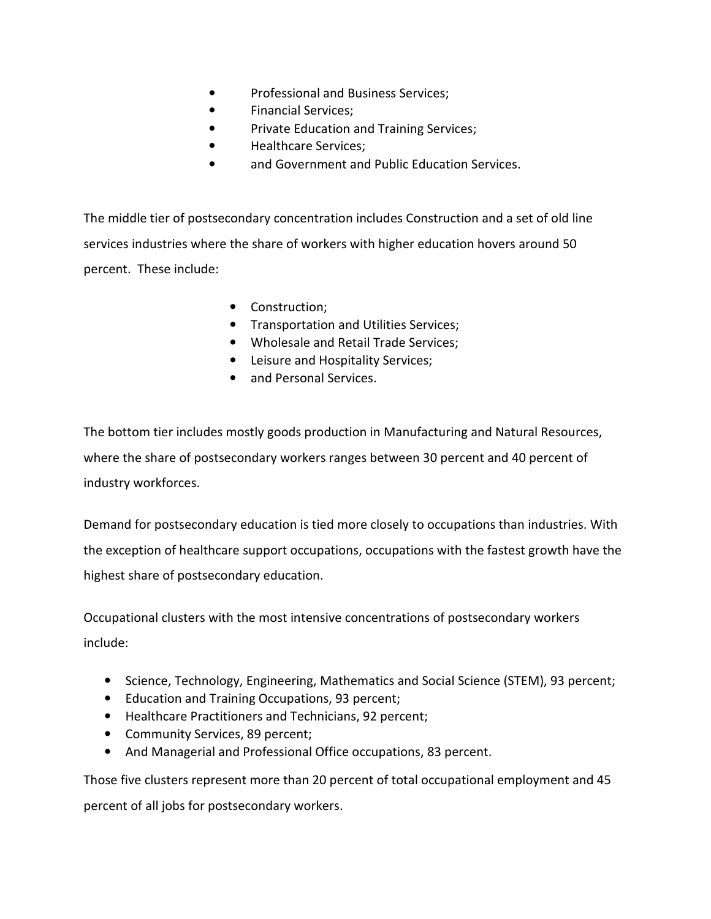- Professional and Business Services;
- Financial Services;
- Private Education and Training Services;
- Healthcare Services;
- and Government and Public Education Services.

The middle tier of postsecondary concentration includes Construction and a set of old line services industries where the share of workers with higher education hovers around 50 percent. These include:

- Construction;
- Transportation and Utilities Services;
- Wholesale and Retail Trade Services;
- Leisure and Hospitality Services;
- and Personal Services.

The bottom tier includes mostly goods production in Manufacturing and Natural Resources, where the share of postsecondary workers ranges between 30 percent and 40 percent of industry workforces.

Demand for postsecondary education is tied more closely to occupations than industries. With the exception of healthcare support occupations, occupations with the fastest growth have the highest share of postsecondary education.

Occupational clusters with the most intensive concentrations of postsecondary workers include:

- Science, Technology, Engineering, Mathematics and Social Science (STEM), 93 percent;
- Education and Training Occupations, 93 percent;
- Healthcare Practitioners and Technicians, 92 percent;
- Community Services, 89 percent;
- And Managerial and Professional Office occupations, 83 percent.

Those five clusters represent more than 20 percent of total occupational employment and 45 percent of all jobs for postsecondary workers.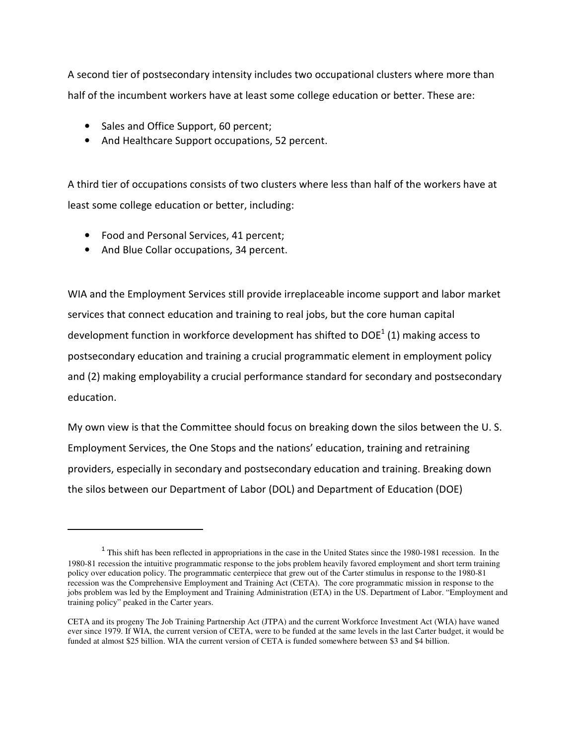A second tier of postsecondary intensity includes two occupational clusters where more than half of the incumbent workers have at least some college education or better. These are:

- Sales and Office Support, 60 percent;
- And Healthcare Support occupations, 52 percent.

A third tier of occupations consists of two clusters where less than half of the workers have at least some college education or better, including:

- Food and Personal Services, 41 percent;
- And Blue Collar occupations, 34 percent.

WIA and the Employment Services still provide irreplaceable income support and labor market services that connect education and training to real jobs, but the core human capital development function in workforce development has shifted to DOE[1] (1) making access to postsecondary education and training a crucial programmatic element in employment policy and (2) making employability a crucial performance standard for secondary and postsecondary education.

My own view is that the Committee should focus on breaking down the silos between the U. S. Employment Services, the One Stops and the nations' education, training and retraining providers, especially in secondary and postsecondary education and training. Breaking down the silos between our Department of Labor (DOL) and Department of Education (DOE)

---

[1] This shift has been reflected in appropriations in the case in the United States since the 1980-1981 recession. In the 1980-81 recession the intuitive programmatic response to the jobs problem heavily favored employment and short term training policy over education policy. The programmatic centerpiece that grew out of the Carter stimulus in response to the 1980-81 recession was the Comprehensive Employment and Training Act (CETA). The core programmatic mission in response to the jobs problem was led by the Employment and Training Administration (ETA) in the US. Department of Labor. "Employment and training policy" peaked in the Carter years.

CETA and its progeny The Job Training Partnership Act (JTPA) and the current Workforce Investment Act (WIA) have waned ever since 1979. If WIA, the current version of CETA, were to be funded at the same levels in the last Carter budget, it would be funded at almost $25 billion. WIA the current version of CETA is funded somewhere between $3 and $4 billion.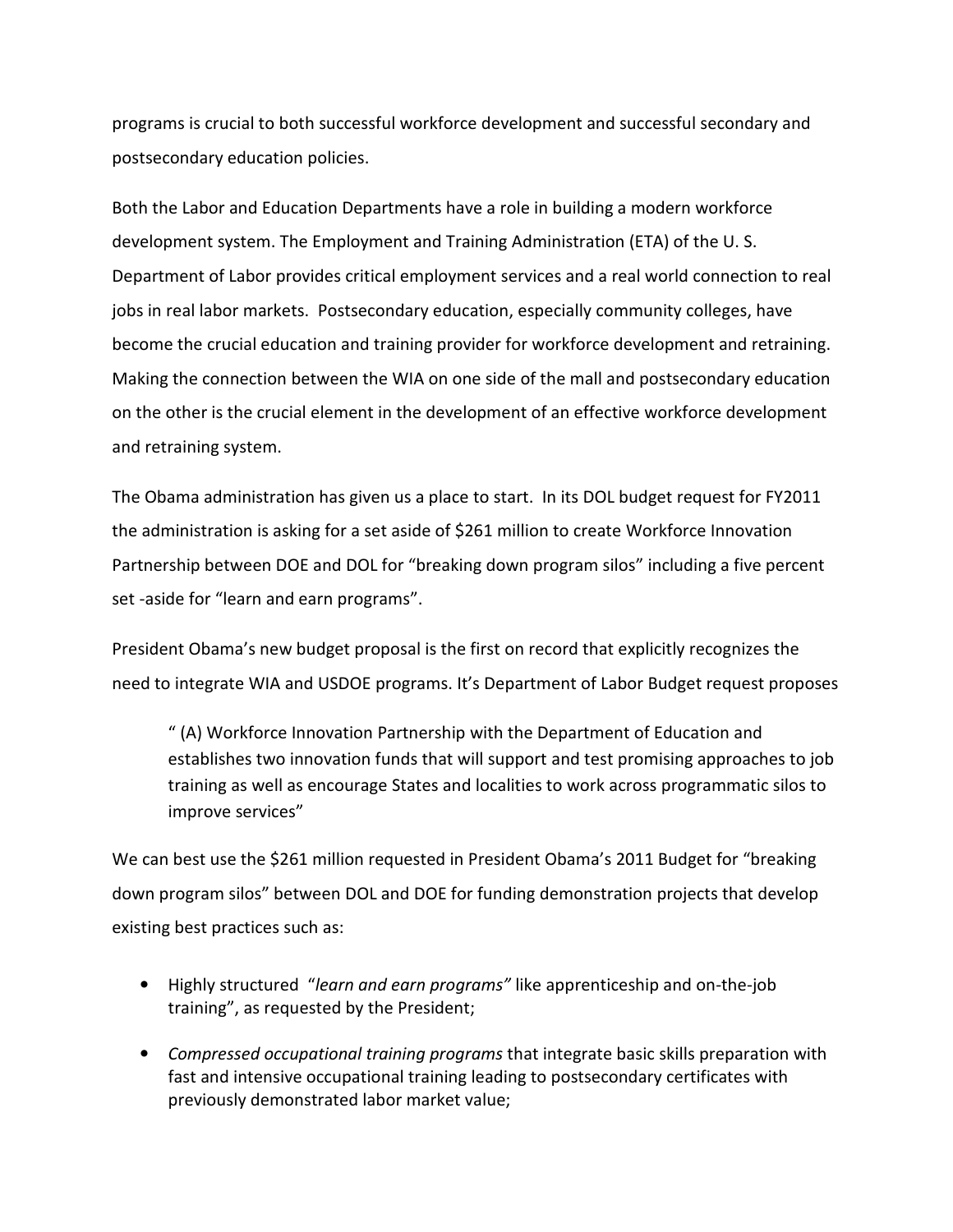programs is crucial to both successful workforce development and successful secondary and postsecondary education policies.

Both the Labor and Education Departments have a role in building a modern workforce development system. The Employment and Training Administration (ETA) of the U. S. Department of Labor provides critical employment services and a real world connection to real jobs in real labor markets. Postsecondary education, especially community colleges, have become the crucial education and training provider for workforce development and retraining. Making the connection between the WIA on one side of the mall and postsecondary education on the other is the crucial element in the development of an effective workforce development and retraining system.

The Obama administration has given us a place to start. In its DOL budget request for FY2011 the administration is asking for a set aside of $261 million to create Workforce Innovation Partnership between DOE and DOL for "breaking down program silos" including a five percent set -aside for "learn and earn programs".

President Obama's new budget proposal is the first on record that explicitly recognizes the need to integrate WIA and USDOE programs. It's Department of Labor Budget request proposes

> " (A) Workforce Innovation Partnership with the Department of Education and establishes two innovation funds that will support and test promising approaches to job training as well as encourage States and localities to work across programmatic silos to improve services"

We can best use the $261 million requested in President Obama's 2011 Budget for "breaking down program silos" between DOL and DOE for funding demonstration projects that develop existing best practices such as:

- Highly structured "*learn and earn programs"* like apprenticeship and on-the-job training", as requested by the President;
- *Compressed occupational training programs* that integrate basic skills preparation with fast and intensive occupational training leading to postsecondary certificates with previously demonstrated labor market value;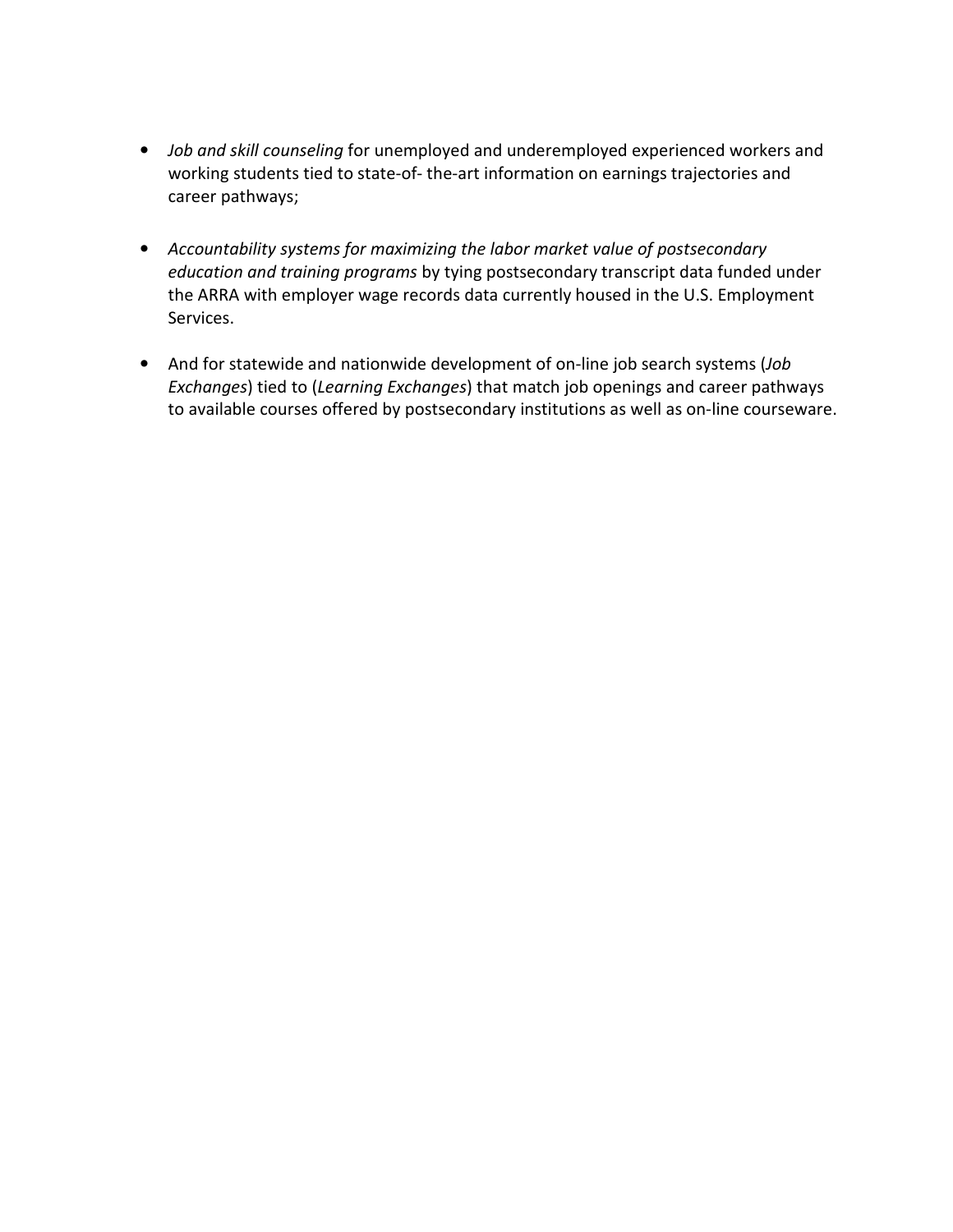- *Job and skill counseling* for unemployed and underemployed experienced workers and working students tied to state-of- the-art information on earnings trajectories and career pathways;

- *Accountability systems for maximizing the labor market value of postsecondary education and training programs* by tying postsecondary transcript data funded under the ARRA with employer wage records data currently housed in the U.S. Employment Services.

- And for statewide and nationwide development of on-line job search systems (*Job Exchanges*) tied to (*Learning Exchanges*) that match job openings and career pathways to available courses offered by postsecondary institutions as well as on-line courseware.